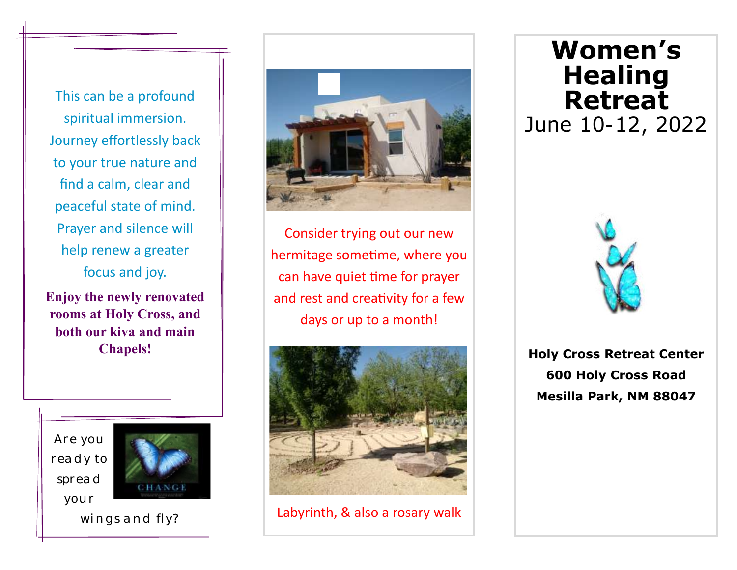This can be a profound spiritual immersion. Journey effortlessly back to your true nature and find a calm, clear and peaceful state of mind. Prayer and silence will help renew a greater focus and joy.

**Enjoy the newly renovated rooms at Holy Cross, and both our kiva and main Chapels!**

Are you ready to spread your wings and fly?

Consider trying out our new hermitage sometime, where you can have quiet time for prayer and rest and creativity for a few days or up to a month!

Labyrinth, & also a rosary walk

# Women's Healing Retreat

June 10-12, 2022

**Holy Cross Retreat Center**
**600 Holy Cross Road**
**Mesilla Park, NM 88047**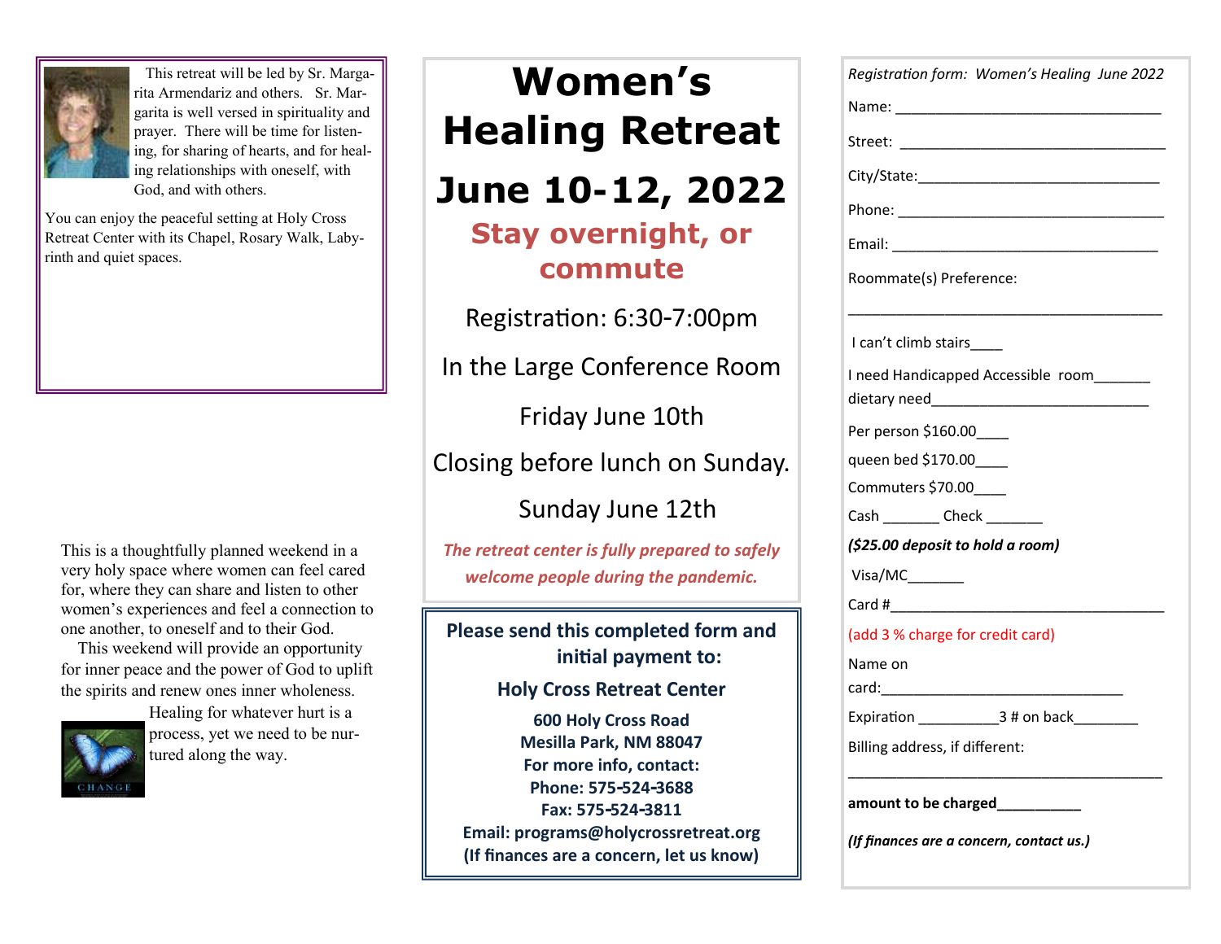This retreat will be led by Sr. Margarita Armendariz and others. Sr. Margarita is well versed in spirituality and prayer. There will be time for listening, for sharing of hearts, and for healing relationships with oneself, with God, and with others.

You can enjoy the peaceful setting at Holy Cross Retreat Center with its Chapel, Rosary Walk, Labyrinth and quiet spaces.

This is a thoughtfully planned weekend in a very holy space where women can feel cared for, where they can share and listen to other women's experiences and feel a connection to one another, to oneself and to their God.

This weekend will provide an opportunity for inner peace and the power of God to uplift the spirits and renew ones inner wholeness.

Healing for whatever hurt is a process, yet we need to be nurtured along the way.

CHANGE

# Women's Healing Retreat

# June 10-12, 2022

## Stay overnight, or commute

Registration: 6:30-7:00pm

In the Large Conference Room

Friday June 10th

Closing before lunch on Sunday.

Sunday June 12th

*The retreat center is fully prepared to safely welcome people during the pandemic.*

**Please send this completed form and initial payment to:**

**Holy Cross Retreat Center**

**600 Holy Cross Road**
**Mesilla Park, NM 88047**
**For more info, contact:**
**Phone: 575-524-3688**
**Fax: 575-524-3811**
**Email: programs@holycrossretreat.org**
**(If finances are a concern, let us know)**

*Registration form: Women's Healing June 2022*

Name: ________________________________

Street: ________________________________

City/State:______________________________

Phone: ________________________________

Email: ________________________________

Roommate(s) Preference:

________________________________________

I can't climb stairs____

I need Handicapped Accessible room_______

dietary need___________________________

Per person $160.00____

queen bed $170.00____

Commuters $70.00____

Cash _______ Check _______

***($25.00 deposit to hold a room)***

Visa/MC_______

Card #__________________________________

(add 3 % charge for credit card)

Name on card:_____________________________

Expiration __________3 # on back________

Billing address, if different:

________________________________________

**amount to be charged__________**

***(If finances are a concern, contact us.)***